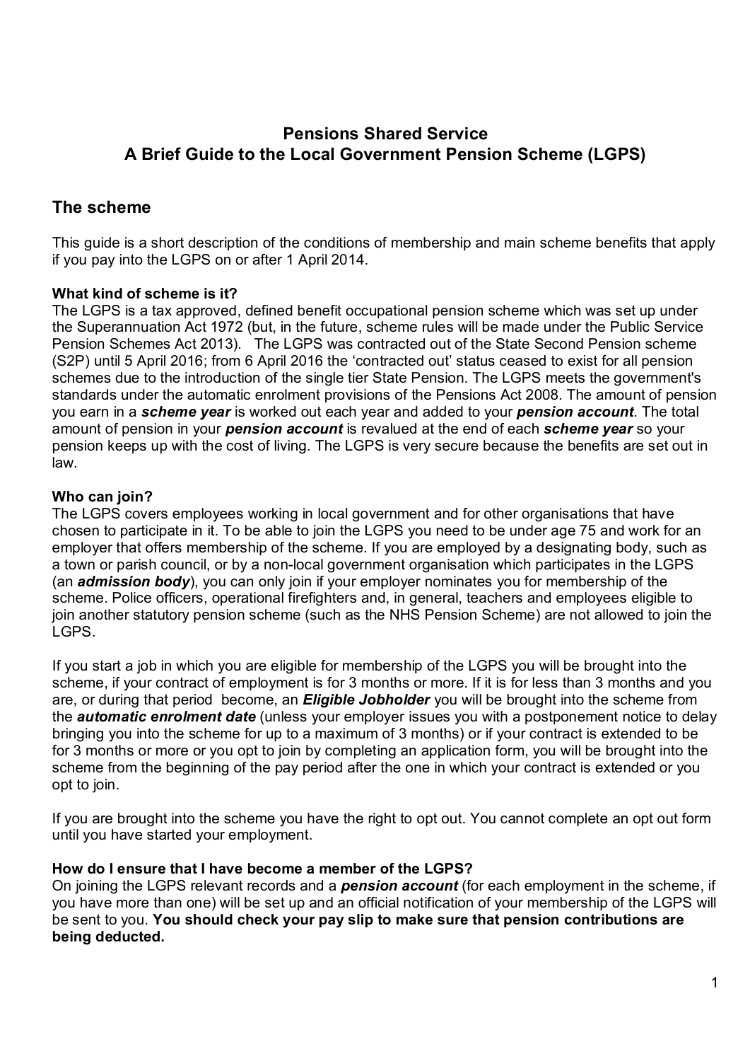# Pensions Shared Service
# A Brief Guide to the Local Government Pension Scheme (LGPS)

## The scheme

This guide is a short description of the conditions of membership and main scheme benefits that apply if you pay into the LGPS on or after 1 April 2014.

**What kind of scheme is it?**

The LGPS is a tax approved, defined benefit occupational pension scheme which was set up under the Superannuation Act 1972 (but, in the future, scheme rules will be made under the Public Service Pension Schemes Act 2013). The LGPS was contracted out of the State Second Pension scheme (S2P) until 5 April 2016; from 6 April 2016 the 'contracted out' status ceased to exist for all pension schemes due to the introduction of the single tier State Pension. The LGPS meets the government's standards under the automatic enrolment provisions of the Pensions Act 2008. The amount of pension you earn in a ***scheme year*** is worked out each year and added to your ***pension account***. The total amount of pension in your ***pension account*** is revalued at the end of each ***scheme year*** so your pension keeps up with the cost of living. The LGPS is very secure because the benefits are set out in law.

**Who can join?**

The LGPS covers employees working in local government and for other organisations that have chosen to participate in it. To be able to join the LGPS you need to be under age 75 and work for an employer that offers membership of the scheme. If you are employed by a designating body, such as a town or parish council, or by a non-local government organisation which participates in the LGPS (an ***admission body***), you can only join if your employer nominates you for membership of the scheme. Police officers, operational firefighters and, in general, teachers and employees eligible to join another statutory pension scheme (such as the NHS Pension Scheme) are not allowed to join the LGPS.

If you start a job in which you are eligible for membership of the LGPS you will be brought into the scheme, if your contract of employment is for 3 months or more. If it is for less than 3 months and you are, or during that period become, an ***Eligible Jobholder*** you will be brought into the scheme from the ***automatic enrolment date*** (unless your employer issues you with a postponement notice to delay bringing you into the scheme for up to a maximum of 3 months) or if your contract is extended to be for 3 months or more or you opt to join by completing an application form, you will be brought into the scheme from the beginning of the pay period after the one in which your contract is extended or you opt to join.

If you are brought into the scheme you have the right to opt out. You cannot complete an opt out form until you have started your employment.

**How do I ensure that I have become a member of the LGPS?**

On joining the LGPS relevant records and a ***pension account*** (for each employment in the scheme, if you have more than one) will be set up and an official notification of your membership of the LGPS will be sent to you. **You should check your pay slip to make sure that pension contributions are being deducted.**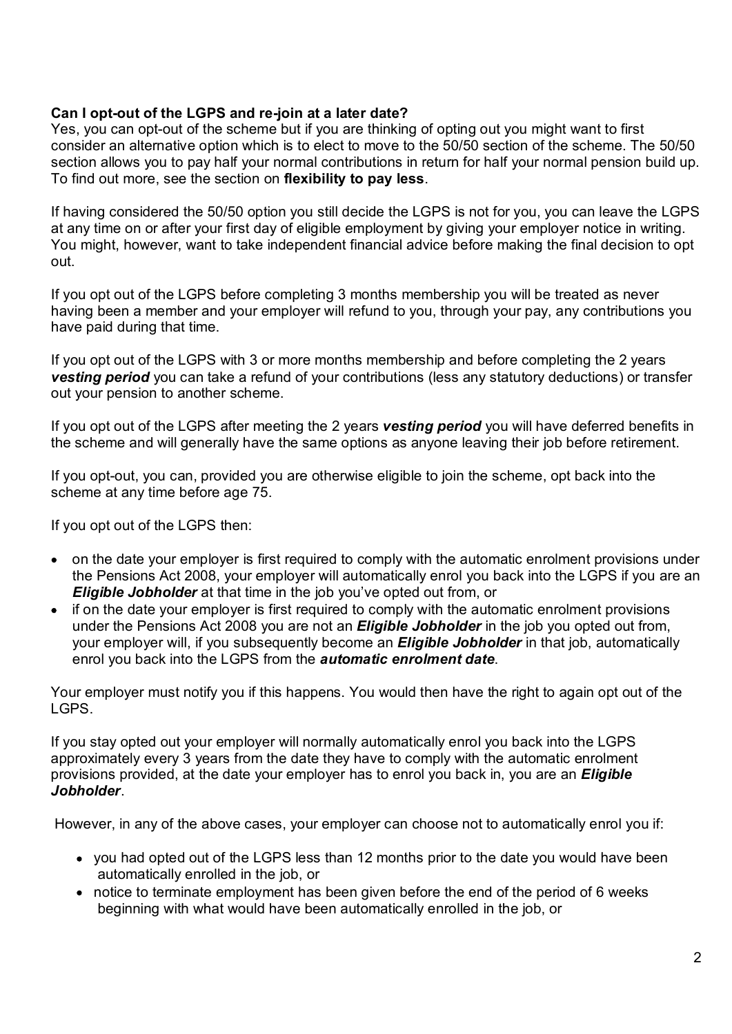**Can I opt-out of the LGPS and re-join at a later date?**
Yes, you can opt-out of the scheme but if you are thinking of opting out you might want to first consider an alternative option which is to elect to move to the 50/50 section of the scheme. The 50/50 section allows you to pay half your normal contributions in return for half your normal pension build up. To find out more, see the section on **flexibility to pay less**.

If having considered the 50/50 option you still decide the LGPS is not for you, you can leave the LGPS at any time on or after your first day of eligible employment by giving your employer notice in writing. You might, however, want to take independent financial advice before making the final decision to opt out.

If you opt out of the LGPS before completing 3 months membership you will be treated as never having been a member and your employer will refund to you, through your pay, any contributions you have paid during that time.

If you opt out of the LGPS with 3 or more months membership and before completing the 2 years ***vesting period*** you can take a refund of your contributions (less any statutory deductions) or transfer out your pension to another scheme.

If you opt out of the LGPS after meeting the 2 years ***vesting period*** you will have deferred benefits in the scheme and will generally have the same options as anyone leaving their job before retirement.

If you opt-out, you can, provided you are otherwise eligible to join the scheme, opt back into the scheme at any time before age 75.

If you opt out of the LGPS then:

- on the date your employer is first required to comply with the automatic enrolment provisions under the Pensions Act 2008, your employer will automatically enrol you back into the LGPS if you are an ***Eligible Jobholder*** at that time in the job you've opted out from, or
- if on the date your employer is first required to comply with the automatic enrolment provisions under the Pensions Act 2008 you are not an ***Eligible Jobholder*** in the job you opted out from, your employer will, if you subsequently become an ***Eligible Jobholder*** in that job, automatically enrol you back into the LGPS from the ***automatic enrolment date***.

Your employer must notify you if this happens. You would then have the right to again opt out of the LGPS.

If you stay opted out your employer will normally automatically enrol you back into the LGPS approximately every 3 years from the date they have to comply with the automatic enrolment provisions provided, at the date your employer has to enrol you back in, you are an ***Eligible Jobholder***.

However, in any of the above cases, your employer can choose not to automatically enrol you if:

- you had opted out of the LGPS less than 12 months prior to the date you would have been automatically enrolled in the job, or
- notice to terminate employment has been given before the end of the period of 6 weeks beginning with what would have been automatically enrolled in the job, or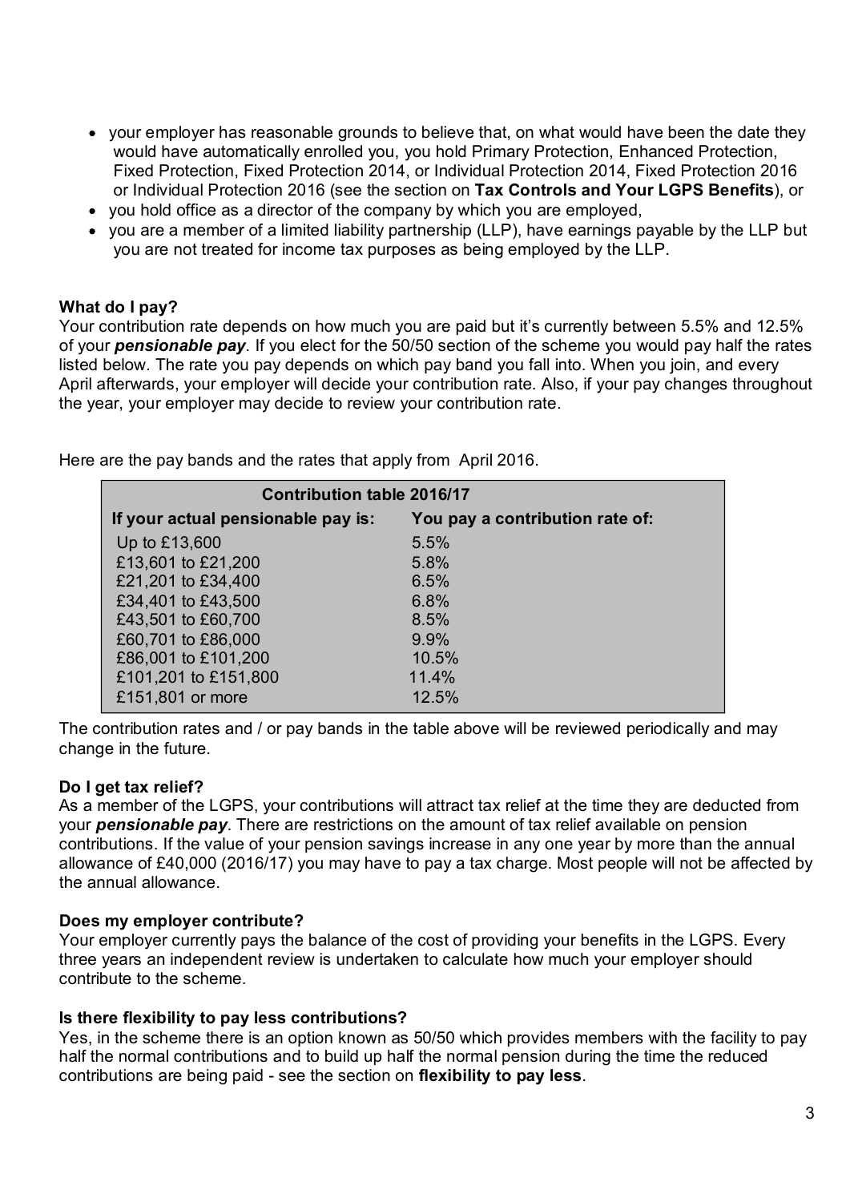- your employer has reasonable grounds to believe that, on what would have been the date they would have automatically enrolled you, you hold Primary Protection, Enhanced Protection, Fixed Protection, Fixed Protection 2014, or Individual Protection 2014, Fixed Protection 2016 or Individual Protection 2016 (see the section on **Tax Controls and Your LGPS Benefits**), or
- you hold office as a director of the company by which you are employed,
- you are a member of a limited liability partnership (LLP), have earnings payable by the LLP but you are not treated for income tax purposes as being employed by the LLP.

**What do I pay?**

Your contribution rate depends on how much you are paid but it's currently between 5.5% and 12.5% of your ***pensionable pay***. If you elect for the 50/50 section of the scheme you would pay half the rates listed below. The rate you pay depends on which pay band you fall into. When you join, and every April afterwards, your employer will decide your contribution rate. Also, if your pay changes throughout the year, your employer may decide to review your contribution rate.

Here are the pay bands and the rates that apply from April 2016.

| Contribution table 2016/17 | |
|---|---|
| **If your actual pensionable pay is:** | **You pay a contribution rate of:** |
| Up to £13,600 | 5.5% |
| £13,601 to £21,200 | 5.8% |
| £21,201 to £34,400 | 6.5% |
| £34,401 to £43,500 | 6.8% |
| £43,501 to £60,700 | 8.5% |
| £60,701 to £86,000 | 9.9% |
| £86,001 to £101,200 | 10.5% |
| £101,201 to £151,800 | 11.4% |
| £151,801 or more | 12.5% |

The contribution rates and / or pay bands in the table above will be reviewed periodically and may change in the future.

**Do I get tax relief?**

As a member of the LGPS, your contributions will attract tax relief at the time they are deducted from your ***pensionable pay***. There are restrictions on the amount of tax relief available on pension contributions. If the value of your pension savings increase in any one year by more than the annual allowance of £40,000 (2016/17) you may have to pay a tax charge. Most people will not be affected by the annual allowance.

**Does my employer contribute?**

Your employer currently pays the balance of the cost of providing your benefits in the LGPS. Every three years an independent review is undertaken to calculate how much your employer should contribute to the scheme.

**Is there flexibility to pay less contributions?**

Yes, in the scheme there is an option known as 50/50 which provides members with the facility to pay half the normal contributions and to build up half the normal pension during the time the reduced contributions are being paid - see the section on **flexibility to pay less**.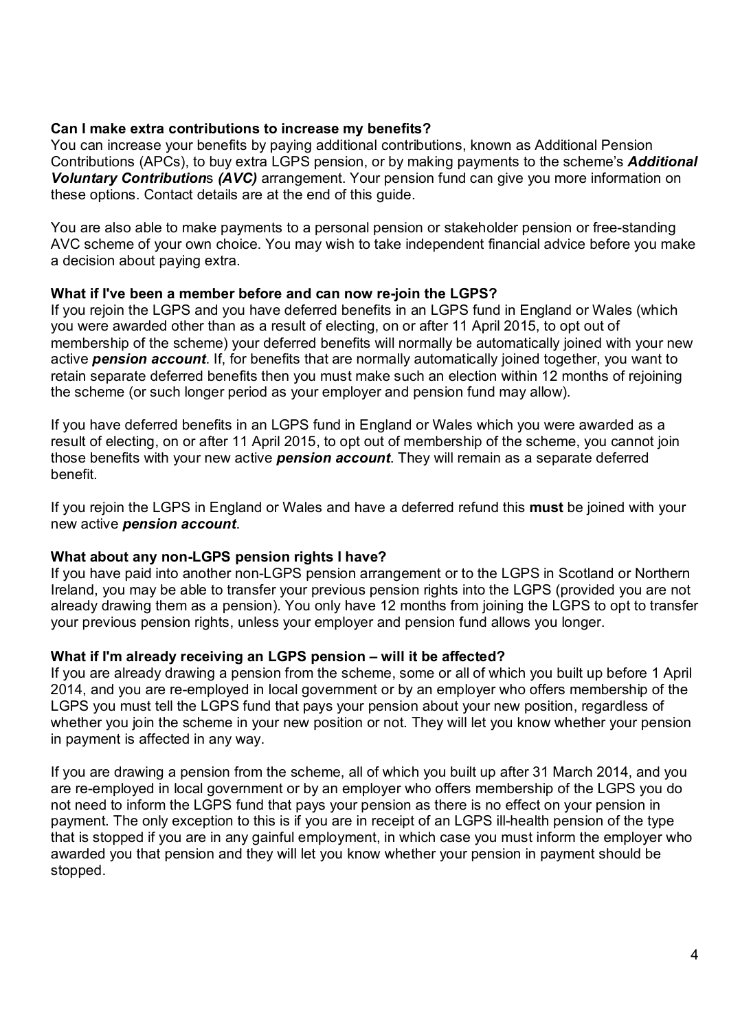**Can I make extra contributions to increase my benefits?**

You can increase your benefits by paying additional contributions, known as Additional Pension Contributions (APCs), to buy extra LGPS pension, or by making payments to the scheme's ***Additional Voluntary Contributions (AVC)*** arrangement. Your pension fund can give you more information on these options. Contact details are at the end of this guide.

You are also able to make payments to a personal pension or stakeholder pension or free-standing AVC scheme of your own choice. You may wish to take independent financial advice before you make a decision about paying extra.

**What if I've been a member before and can now re-join the LGPS?**

If you rejoin the LGPS and you have deferred benefits in an LGPS fund in England or Wales (which you were awarded other than as a result of electing, on or after 11 April 2015, to opt out of membership of the scheme) your deferred benefits will normally be automatically joined with your new active ***pension account***. If, for benefits that are normally automatically joined together, you want to retain separate deferred benefits then you must make such an election within 12 months of rejoining the scheme (or such longer period as your employer and pension fund may allow).

If you have deferred benefits in an LGPS fund in England or Wales which you were awarded as a result of electing, on or after 11 April 2015, to opt out of membership of the scheme, you cannot join those benefits with your new active ***pension account***. They will remain as a separate deferred benefit.

If you rejoin the LGPS in England or Wales and have a deferred refund this **must** be joined with your new active ***pension account***.

**What about any non-LGPS pension rights I have?**

If you have paid into another non-LGPS pension arrangement or to the LGPS in Scotland or Northern Ireland, you may be able to transfer your previous pension rights into the LGPS (provided you are not already drawing them as a pension). You only have 12 months from joining the LGPS to opt to transfer your previous pension rights, unless your employer and pension fund allows you longer.

**What if I'm already receiving an LGPS pension – will it be affected?**

If you are already drawing a pension from the scheme, some or all of which you built up before 1 April 2014, and you are re-employed in local government or by an employer who offers membership of the LGPS you must tell the LGPS fund that pays your pension about your new position, regardless of whether you join the scheme in your new position or not. They will let you know whether your pension in payment is affected in any way.

If you are drawing a pension from the scheme, all of which you built up after 31 March 2014, and you are re-employed in local government or by an employer who offers membership of the LGPS you do not need to inform the LGPS fund that pays your pension as there is no effect on your pension in payment. The only exception to this is if you are in receipt of an LGPS ill-health pension of the type that is stopped if you are in any gainful employment, in which case you must inform the employer who awarded you that pension and they will let you know whether your pension in payment should be stopped.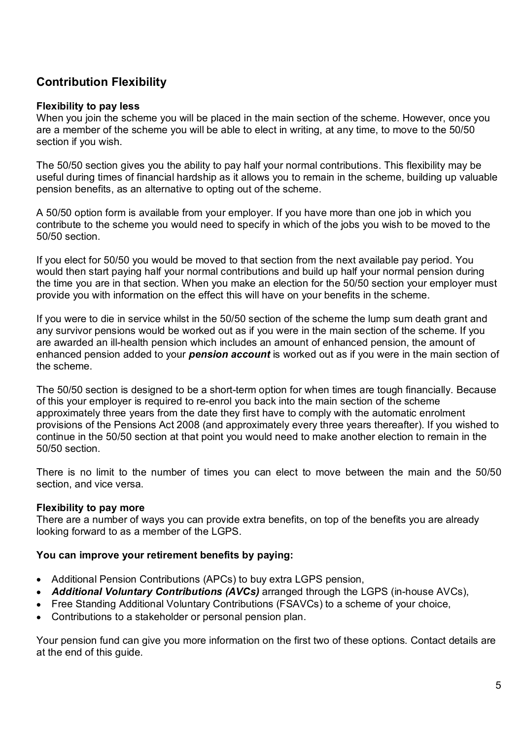## Contribution Flexibility

**Flexibility to pay less**
When you join the scheme you will be placed in the main section of the scheme. However, once you are a member of the scheme you will be able to elect in writing, at any time, to move to the 50/50 section if you wish.

The 50/50 section gives you the ability to pay half your normal contributions. This flexibility may be useful during times of financial hardship as it allows you to remain in the scheme, building up valuable pension benefits, as an alternative to opting out of the scheme.

A 50/50 option form is available from your employer. If you have more than one job in which you contribute to the scheme you would need to specify in which of the jobs you wish to be moved to the 50/50 section.

If you elect for 50/50 you would be moved to that section from the next available pay period. You would then start paying half your normal contributions and build up half your normal pension during the time you are in that section. When you make an election for the 50/50 section your employer must provide you with information on the effect this will have on your benefits in the scheme.

If you were to die in service whilst in the 50/50 section of the scheme the lump sum death grant and any survivor pensions would be worked out as if you were in the main section of the scheme. If you are awarded an ill-health pension which includes an amount of enhanced pension, the amount of enhanced pension added to your ***pension account*** is worked out as if you were in the main section of the scheme.

The 50/50 section is designed to be a short-term option for when times are tough financially. Because of this your employer is required to re-enrol you back into the main section of the scheme approximately three years from the date they first have to comply with the automatic enrolment provisions of the Pensions Act 2008 (and approximately every three years thereafter). If you wished to continue in the 50/50 section at that point you would need to make another election to remain in the 50/50 section.

There is no limit to the number of times you can elect to move between the main and the 50/50 section, and vice versa.

**Flexibility to pay more**
There are a number of ways you can provide extra benefits, on top of the benefits you are already looking forward to as a member of the LGPS.

**You can improve your retirement benefits by paying:**

- Additional Pension Contributions (APCs) to buy extra LGPS pension,
- ***Additional Voluntary Contributions (AVCs)*** arranged through the LGPS (in-house AVCs),
- Free Standing Additional Voluntary Contributions (FSAVCs) to a scheme of your choice,
- Contributions to a stakeholder or personal pension plan.

Your pension fund can give you more information on the first two of these options. Contact details are at the end of this guide.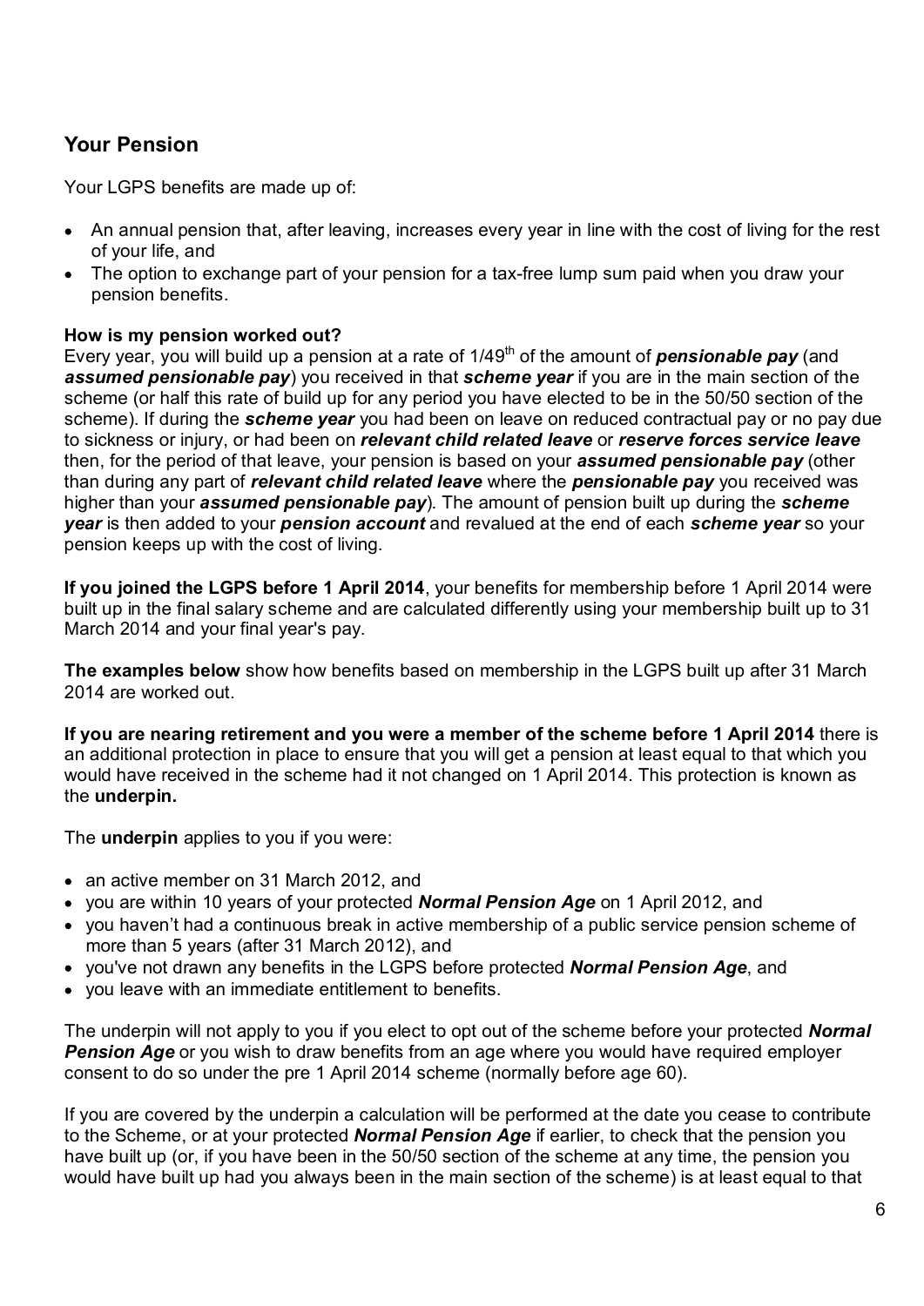## Your Pension

Your LGPS benefits are made up of:

- An annual pension that, after leaving, increases every year in line with the cost of living for the rest of your life, and
- The option to exchange part of your pension for a tax-free lump sum paid when you draw your pension benefits.

**How is my pension worked out?**
Every year, you will build up a pension at a rate of 1/49th of the amount of ***pensionable pay*** (and ***assumed pensionable pay***) you received in that ***scheme year*** if you are in the main section of the scheme (or half this rate of build up for any period you have elected to be in the 50/50 section of the scheme). If during the ***scheme year*** you had been on leave on reduced contractual pay or no pay due to sickness or injury, or had been on ***relevant child related leave*** or ***reserve forces service leave*** then, for the period of that leave, your pension is based on your ***assumed pensionable pay*** (other than during any part of ***relevant child related leave*** where the ***pensionable pay*** you received was higher than your ***assumed pensionable pay***). The amount of pension built up during the ***scheme year*** is then added to your ***pension account*** and revalued at the end of each ***scheme year*** so your pension keeps up with the cost of living.

**If you joined the LGPS before 1 April 2014**, your benefits for membership before 1 April 2014 were built up in the final salary scheme and are calculated differently using your membership built up to 31 March 2014 and your final year's pay.

**The examples below** show how benefits based on membership in the LGPS built up after 31 March 2014 are worked out.

**If you are nearing retirement and you were a member of the scheme before 1 April 2014** there is an additional protection in place to ensure that you will get a pension at least equal to that which you would have received in the scheme had it not changed on 1 April 2014. This protection is known as the **underpin.**

The **underpin** applies to you if you were:

- an active member on 31 March 2012, and
- you are within 10 years of your protected ***Normal Pension Age*** on 1 April 2012, and
- you haven't had a continuous break in active membership of a public service pension scheme of more than 5 years (after 31 March 2012), and
- you've not drawn any benefits in the LGPS before protected ***Normal Pension Age***, and
- you leave with an immediate entitlement to benefits.

The underpin will not apply to you if you elect to opt out of the scheme before your protected ***Normal Pension Age*** or you wish to draw benefits from an age where you would have required employer consent to do so under the pre 1 April 2014 scheme (normally before age 60).

If you are covered by the underpin a calculation will be performed at the date you cease to contribute to the Scheme, or at your protected ***Normal Pension Age*** if earlier, to check that the pension you have built up (or, if you have been in the 50/50 section of the scheme at any time, the pension you would have built up had you always been in the main section of the scheme) is at least equal to that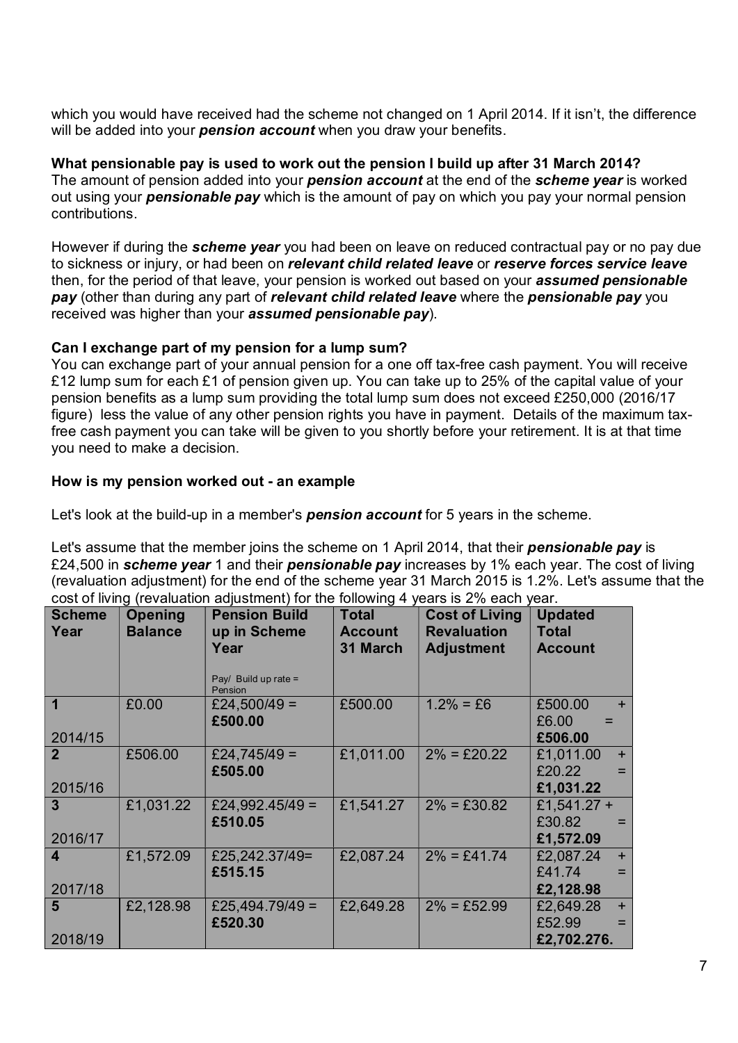which you would have received had the scheme not changed on 1 April 2014. If it isn't, the difference will be added into your ***pension account*** when you draw your benefits.

**What pensionable pay is used to work out the pension I build up after 31 March 2014?**

The amount of pension added into your ***pension account*** at the end of the ***scheme year*** is worked out using your ***pensionable pay*** which is the amount of pay on which you pay your normal pension contributions.

However if during the ***scheme year*** you had been on leave on reduced contractual pay or no pay due to sickness or injury, or had been on ***relevant child related leave*** or ***reserve forces service leave*** then, for the period of that leave, your pension is worked out based on your ***assumed pensionable pay*** (other than during any part of ***relevant child related leave*** where the ***pensionable pay*** you received was higher than your ***assumed pensionable pay***).

**Can I exchange part of my pension for a lump sum?**

You can exchange part of your annual pension for a one off tax-free cash payment. You will receive £12 lump sum for each £1 of pension given up. You can take up to 25% of the capital value of your pension benefits as a lump sum providing the total lump sum does not exceed £250,000 (2016/17 figure) less the value of any other pension rights you have in payment. Details of the maximum tax-free cash payment you can take will be given to you shortly before your retirement. It is at that time you need to make a decision.

**How is my pension worked out - an example**

Let's look at the build-up in a member's ***pension account*** for 5 years in the scheme.

Let's assume that the member joins the scheme on 1 April 2014, that their ***pensionable pay*** is £24,500 in ***scheme year*** 1 and their ***pensionable pay*** increases by 1% each year. The cost of living (revaluation adjustment) for the end of the scheme year 31 March 2015 is 1.2%. Let's assume that the cost of living (revaluation adjustment) for the following 4 years is 2% each year.

| Scheme Year | Opening Balance | Pension Build up in Scheme Year<br>Pay/ Build up rate = Pension | Total Account 31 March | Cost of Living Revaluation Adjustment | Updated Total Account |
|---|---|---|---|---|---|
| **1**<br>2014/15 | £0.00 | £24,500/49 = **£500.00** | £500.00 | 1.2% = £6 | £500.00 + £6.00 = **£506.00** |
| **2**<br>2015/16 | £506.00 | £24,745/49 = **£505.00** | £1,011.00 | 2% = £20.22 | £1,011.00 + £20.22 = **£1,031.22** |
| **3**<br>2016/17 | £1,031.22 | £24,992.45/49 = **£510.05** | £1,541.27 | 2% = £30.82 | £1,541.27 + £30.82 = **£1,572.09** |
| **4**<br>2017/18 | £1,572.09 | £25,242.37/49= **£515.15** | £2,087.24 | 2% = £41.74 | £2,087.24 + £41.74 = **£2,128.98** |
| **5**<br>2018/19 | £2,128.98 | £25,494.79/49 = **£520.30** | £2,649.28 | 2% = £52.99 | £2,649.28 + £52.99 = **£2,702.276.** |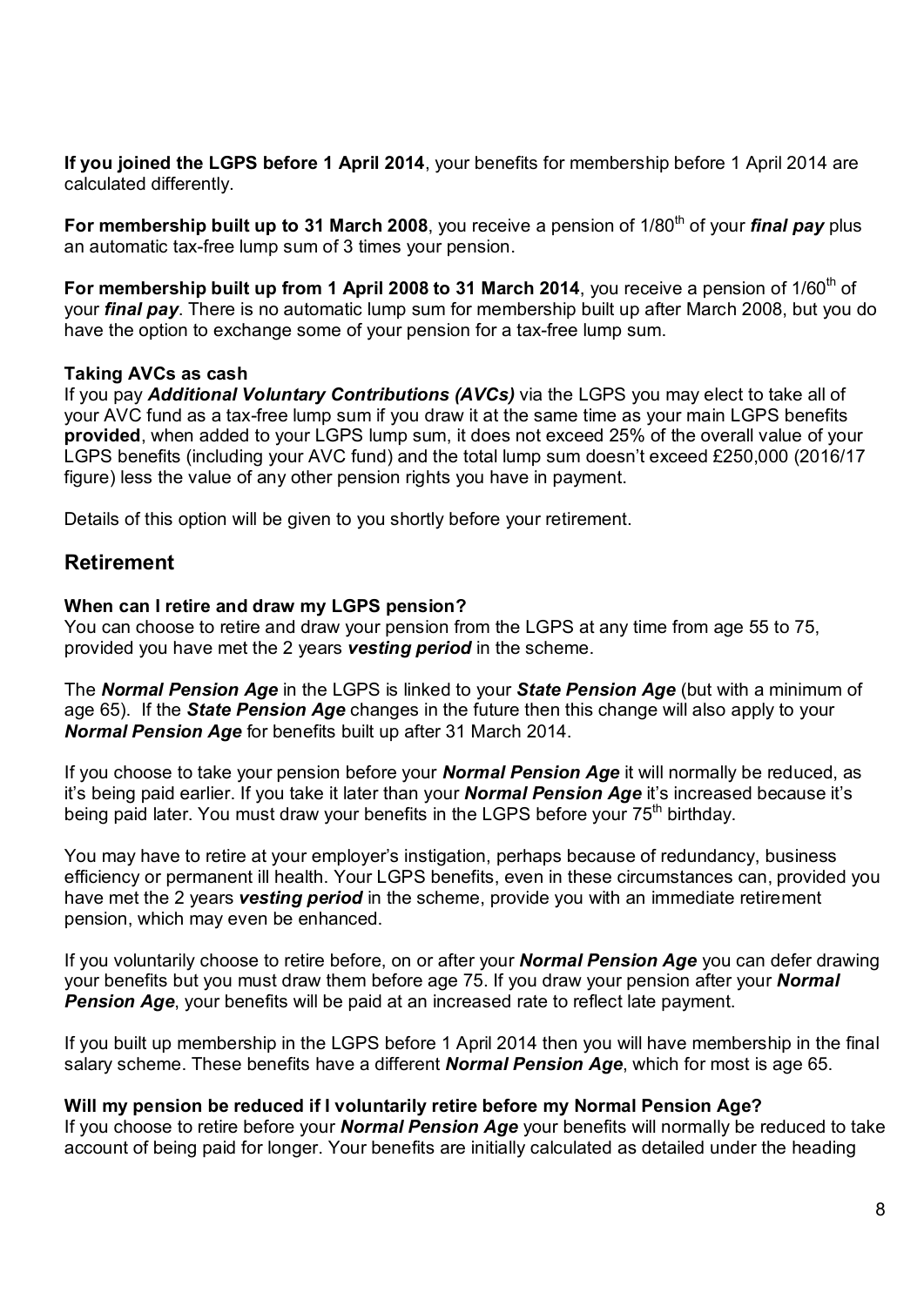**If you joined the LGPS before 1 April 2014**, your benefits for membership before 1 April 2014 are calculated differently.

**For membership built up to 31 March 2008**, you receive a pension of 1/80th of your ***final pay*** plus an automatic tax-free lump sum of 3 times your pension.

**For membership built up from 1 April 2008 to 31 March 2014**, you receive a pension of 1/60th of your ***final pay***. There is no automatic lump sum for membership built up after March 2008, but you do have the option to exchange some of your pension for a tax-free lump sum.

**Taking AVCs as cash**

If you pay ***Additional Voluntary Contributions (AVCs)*** via the LGPS you may elect to take all of your AVC fund as a tax-free lump sum if you draw it at the same time as your main LGPS benefits **provided**, when added to your LGPS lump sum, it does not exceed 25% of the overall value of your LGPS benefits (including your AVC fund) and the total lump sum doesn't exceed £250,000 (2016/17 figure) less the value of any other pension rights you have in payment.

Details of this option will be given to you shortly before your retirement.

## Retirement

**When can I retire and draw my LGPS pension?**

You can choose to retire and draw your pension from the LGPS at any time from age 55 to 75, provided you have met the 2 years ***vesting period*** in the scheme.

The ***Normal Pension Age*** in the LGPS is linked to your ***State Pension Age*** (but with a minimum of age 65). If the ***State Pension Age*** changes in the future then this change will also apply to your ***Normal Pension Age*** for benefits built up after 31 March 2014.

If you choose to take your pension before your ***Normal Pension Age*** it will normally be reduced, as it's being paid earlier. If you take it later than your ***Normal Pension Age*** it's increased because it's being paid later. You must draw your benefits in the LGPS before your 75th birthday.

You may have to retire at your employer's instigation, perhaps because of redundancy, business efficiency or permanent ill health. Your LGPS benefits, even in these circumstances can, provided you have met the 2 years ***vesting period*** in the scheme, provide you with an immediate retirement pension, which may even be enhanced.

If you voluntarily choose to retire before, on or after your ***Normal Pension Age*** you can defer drawing your benefits but you must draw them before age 75. If you draw your pension after your ***Normal Pension Age***, your benefits will be paid at an increased rate to reflect late payment.

If you built up membership in the LGPS before 1 April 2014 then you will have membership in the final salary scheme. These benefits have a different ***Normal Pension Age***, which for most is age 65.

**Will my pension be reduced if I voluntarily retire before my Normal Pension Age?**

If you choose to retire before your ***Normal Pension Age*** your benefits will normally be reduced to take account of being paid for longer. Your benefits are initially calculated as detailed under the heading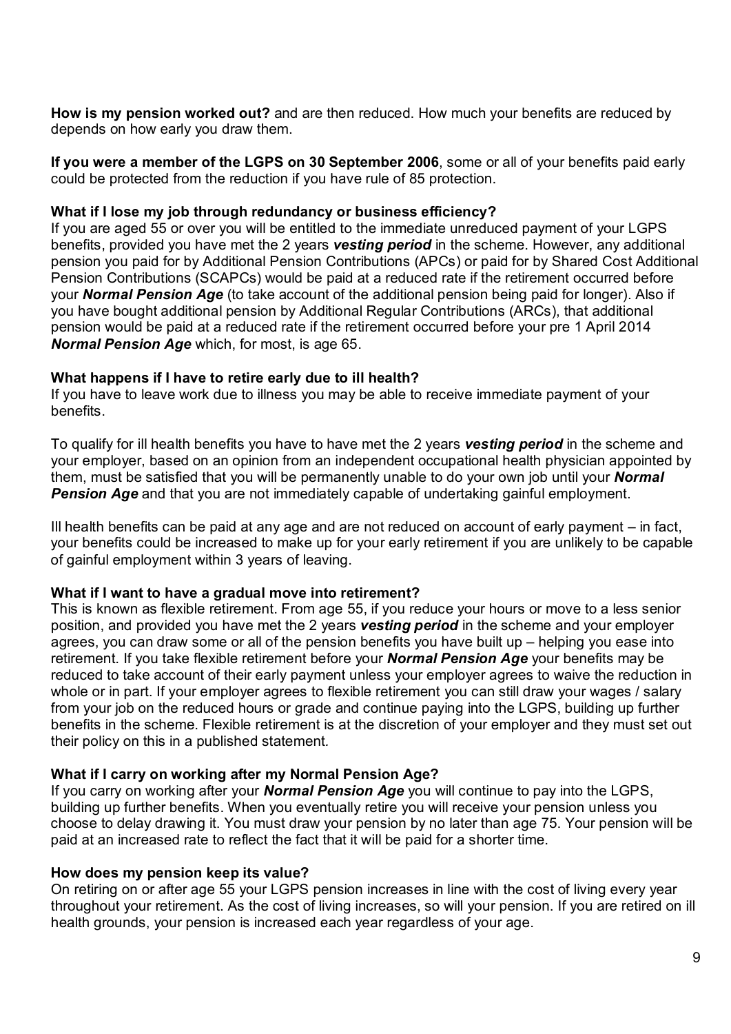**How is my pension worked out?** and are then reduced. How much your benefits are reduced by depends on how early you draw them.

**If you were a member of the LGPS on 30 September 2006**, some or all of your benefits paid early could be protected from the reduction if you have rule of 85 protection.

### What if I lose my job through redundancy or business efficiency?

If you are aged 55 or over you will be entitled to the immediate unreduced payment of your LGPS benefits, provided you have met the 2 years ***vesting period*** in the scheme. However, any additional pension you paid for by Additional Pension Contributions (APCs) or paid for by Shared Cost Additional Pension Contributions (SCAPCs) would be paid at a reduced rate if the retirement occurred before your ***Normal Pension Age*** (to take account of the additional pension being paid for longer). Also if you have bought additional pension by Additional Regular Contributions (ARCs), that additional pension would be paid at a reduced rate if the retirement occurred before your pre 1 April 2014 ***Normal Pension Age*** which, for most, is age 65.

### What happens if I have to retire early due to ill health?

If you have to leave work due to illness you may be able to receive immediate payment of your benefits.

To qualify for ill health benefits you have to have met the 2 years ***vesting period*** in the scheme and your employer, based on an opinion from an independent occupational health physician appointed by them, must be satisfied that you will be permanently unable to do your own job until your ***Normal Pension Age*** and that you are not immediately capable of undertaking gainful employment.

Ill health benefits can be paid at any age and are not reduced on account of early payment – in fact, your benefits could be increased to make up for your early retirement if you are unlikely to be capable of gainful employment within 3 years of leaving.

### What if I want to have a gradual move into retirement?

This is known as flexible retirement. From age 55, if you reduce your hours or move to a less senior position, and provided you have met the 2 years ***vesting period*** in the scheme and your employer agrees, you can draw some or all of the pension benefits you have built up – helping you ease into retirement. If you take flexible retirement before your ***Normal Pension Age*** your benefits may be reduced to take account of their early payment unless your employer agrees to waive the reduction in whole or in part. If your employer agrees to flexible retirement you can still draw your wages / salary from your job on the reduced hours or grade and continue paying into the LGPS, building up further benefits in the scheme. Flexible retirement is at the discretion of your employer and they must set out their policy on this in a published statement.

### What if I carry on working after my Normal Pension Age?

If you carry on working after your ***Normal Pension Age*** you will continue to pay into the LGPS, building up further benefits. When you eventually retire you will receive your pension unless you choose to delay drawing it. You must draw your pension by no later than age 75. Your pension will be paid at an increased rate to reflect the fact that it will be paid for a shorter time.

### How does my pension keep its value?

On retiring on or after age 55 your LGPS pension increases in line with the cost of living every year throughout your retirement. As the cost of living increases, so will your pension. If you are retired on ill health grounds, your pension is increased each year regardless of your age.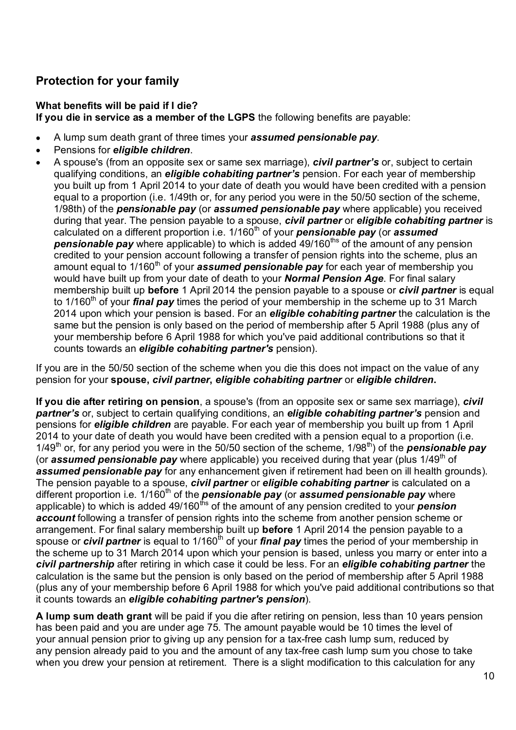## Protection for your family

**What benefits will be paid if I die?**
**If you die in service as a member of the LGPS** the following benefits are payable:

- A lump sum death grant of three times your ***assumed pensionable pay***.
- Pensions for ***eligible children***.
- A spouse's (from an opposite sex or same sex marriage), ***civil partner's*** or, subject to certain qualifying conditions, an ***eligible cohabiting partner's*** pension. For each year of membership you built up from 1 April 2014 to your date of death you would have been credited with a pension equal to a proportion (i.e. 1/49th or, for any period you were in the 50/50 section of the scheme, 1/98th) of the ***pensionable pay*** (or ***assumed pensionable pay*** where applicable) you received during that year. The pension payable to a spouse, ***civil partner*** or ***eligible cohabiting partner*** is calculated on a different proportion i.e. 1/160th of your ***pensionable pay*** (or ***assumed pensionable pay*** where applicable) to which is added 49/160ths of the amount of any pension credited to your pension account following a transfer of pension rights into the scheme, plus an amount equal to 1/160th of your ***assumed pensionable pay*** for each year of membership you would have built up from your date of death to your ***Normal Pension Age***. For final salary membership built up **before** 1 April 2014 the pension payable to a spouse or ***civil partner*** is equal to 1/160th of your ***final pay*** times the period of your membership in the scheme up to 31 March 2014 upon which your pension is based. For an ***eligible cohabiting partner*** the calculation is the same but the pension is only based on the period of membership after 5 April 1988 (plus any of your membership before 6 April 1988 for which you've paid additional contributions so that it counts towards an ***eligible cohabiting partner's*** pension).

If you are in the 50/50 section of the scheme when you die this does not impact on the value of any pension for your **spouse, *civil partner, eligible cohabiting partner*** or ***eligible children***.

**If you die after retiring on pension**, a spouse's (from an opposite sex or same sex marriage), ***civil partner's*** or, subject to certain qualifying conditions, an ***eligible cohabiting partner's*** pension and pensions for ***eligible children*** are payable. For each year of membership you built up from 1 April 2014 to your date of death you would have been credited with a pension equal to a proportion (i.e. 1/49th or, for any period you were in the 50/50 section of the scheme, 1/98th) of the ***pensionable pay*** (or ***assumed pensionable pay*** where applicable) you received during that year (plus 1/49th of ***assumed pensionable pay*** for any enhancement given if retirement had been on ill health grounds). The pension payable to a spouse, ***civil partner*** or ***eligible cohabiting partner*** is calculated on a different proportion i.e. 1/160th of the ***pensionable pay*** (or ***assumed pensionable pay*** where applicable) to which is added 49/160ths of the amount of any pension credited to your ***pension account*** following a transfer of pension rights into the scheme from another pension scheme or arrangement. For final salary membership built up **before** 1 April 2014 the pension payable to a spouse or ***civil partner*** is equal to 1/160th of your ***final pay*** times the period of your membership in the scheme up to 31 March 2014 upon which your pension is based, unless you marry or enter into a ***civil partnership*** after retiring in which case it could be less. For an ***eligible cohabiting partner*** the calculation is the same but the pension is only based on the period of membership after 5 April 1988 (plus any of your membership before 6 April 1988 for which you've paid additional contributions so that it counts towards an ***eligible cohabiting partner's pension***).

**A lump sum death grant** will be paid if you die after retiring on pension, less than 10 years pension has been paid and you are under age 75. The amount payable would be 10 times the level of your annual pension prior to giving up any pension for a tax-free cash lump sum, reduced by any pension already paid to you and the amount of any tax-free cash lump sum you chose to take when you drew your pension at retirement. There is a slight modification to this calculation for any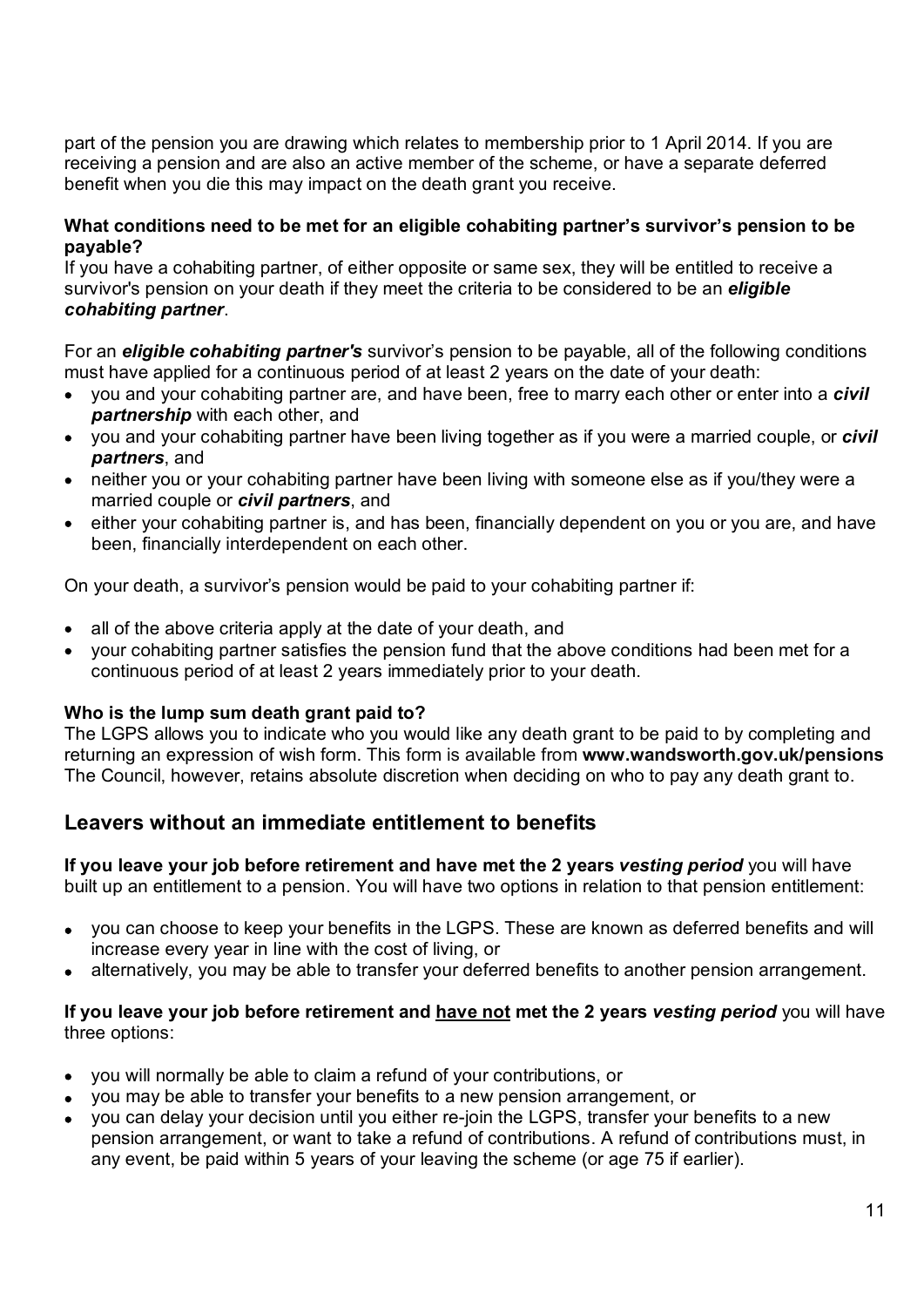part of the pension you are drawing which relates to membership prior to 1 April 2014. If you are receiving a pension and are also an active member of the scheme, or have a separate deferred benefit when you die this may impact on the death grant you receive.

**What conditions need to be met for an eligible cohabiting partner's survivor's pension to be payable?**

If you have a cohabiting partner, of either opposite or same sex, they will be entitled to receive a survivor's pension on your death if they meet the criteria to be considered to be an ***eligible cohabiting partner***.

For an ***eligible cohabiting partner's*** survivor's pension to be payable, all of the following conditions must have applied for a continuous period of at least 2 years on the date of your death:

- you and your cohabiting partner are, and have been, free to marry each other or enter into a ***civil partnership*** with each other, and
- you and your cohabiting partner have been living together as if you were a married couple, or ***civil partners***, and
- neither you or your cohabiting partner have been living with someone else as if you/they were a married couple or ***civil partners***, and
- either your cohabiting partner is, and has been, financially dependent on you or you are, and have been, financially interdependent on each other.

On your death, a survivor's pension would be paid to your cohabiting partner if:

- all of the above criteria apply at the date of your death, and
- your cohabiting partner satisfies the pension fund that the above conditions had been met for a continuous period of at least 2 years immediately prior to your death.

**Who is the lump sum death grant paid to?**

The LGPS allows you to indicate who you would like any death grant to be paid to by completing and returning an expression of wish form. This form is available from **www.wandsworth.gov.uk/pensions** The Council, however, retains absolute discretion when deciding on who to pay any death grant to.

## Leavers without an immediate entitlement to benefits

**If you leave your job before retirement and have met the 2 years *vesting period*** you will have built up an entitlement to a pension. You will have two options in relation to that pension entitlement:

- you can choose to keep your benefits in the LGPS. These are known as deferred benefits and will increase every year in line with the cost of living, or
- alternatively, you may be able to transfer your deferred benefits to another pension arrangement.

**If you leave your job before retirement and <u>have not</u> met the 2 years *vesting period*** you will have three options:

- you will normally be able to claim a refund of your contributions, or
- you may be able to transfer your benefits to a new pension arrangement, or
- you can delay your decision until you either re-join the LGPS, transfer your benefits to a new pension arrangement, or want to take a refund of contributions. A refund of contributions must, in any event, be paid within 5 years of your leaving the scheme (or age 75 if earlier).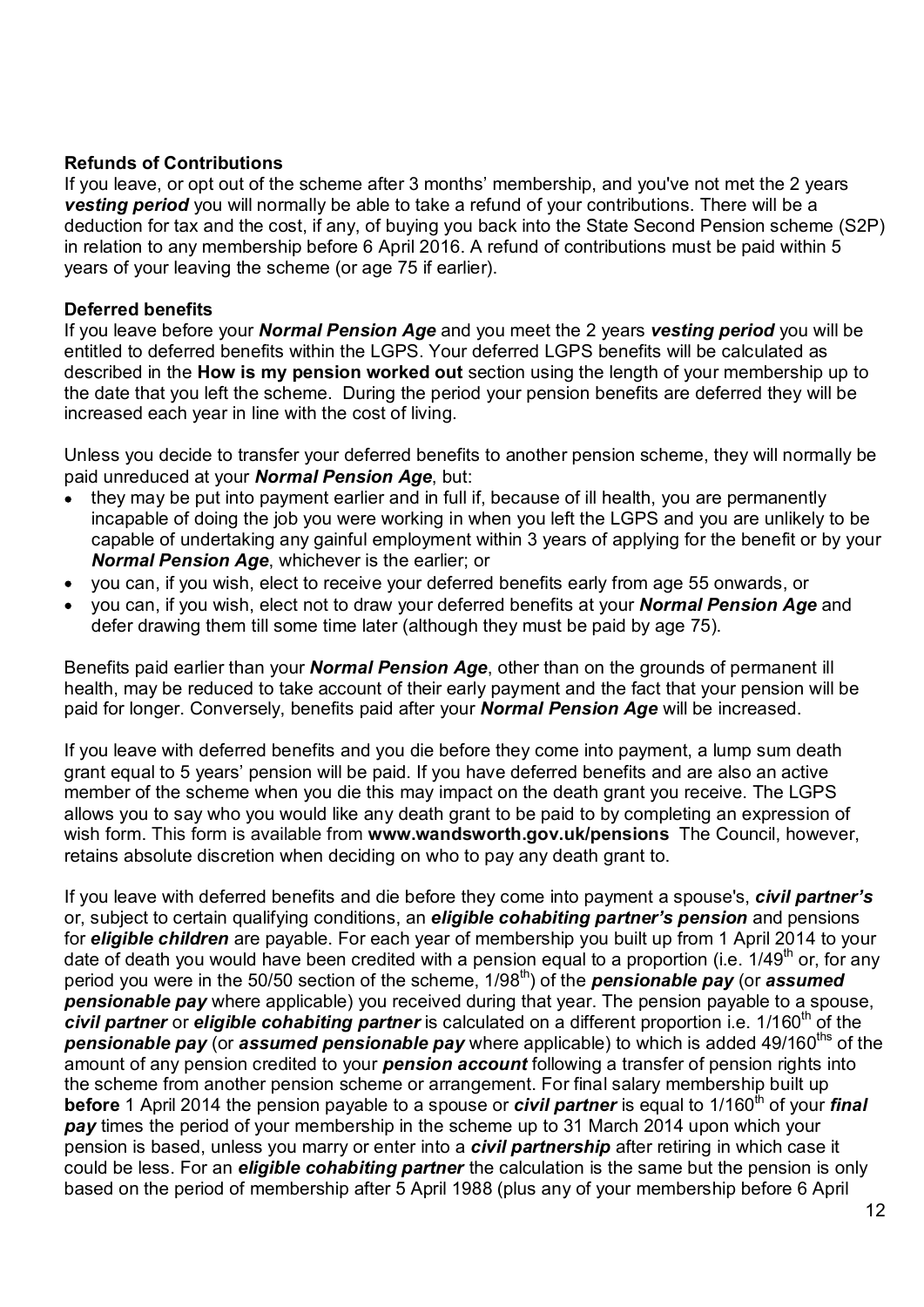**Refunds of Contributions**

If you leave, or opt out of the scheme after 3 months' membership, and you've not met the 2 years ***vesting period*** you will normally be able to take a refund of your contributions. There will be a deduction for tax and the cost, if any, of buying you back into the State Second Pension scheme (S2P) in relation to any membership before 6 April 2016. A refund of contributions must be paid within 5 years of your leaving the scheme (or age 75 if earlier).

**Deferred benefits**

If you leave before your ***Normal Pension Age*** and you meet the 2 years ***vesting period*** you will be entitled to deferred benefits within the LGPS. Your deferred LGPS benefits will be calculated as described in the **How is my pension worked out** section using the length of your membership up to the date that you left the scheme. During the period your pension benefits are deferred they will be increased each year in line with the cost of living.

Unless you decide to transfer your deferred benefits to another pension scheme, they will normally be paid unreduced at your ***Normal Pension Age***, but:

- they may be put into payment earlier and in full if, because of ill health, you are permanently incapable of doing the job you were working in when you left the LGPS and you are unlikely to be capable of undertaking any gainful employment within 3 years of applying for the benefit or by your ***Normal Pension Age***, whichever is the earlier; or
- you can, if you wish, elect to receive your deferred benefits early from age 55 onwards, or
- you can, if you wish, elect not to draw your deferred benefits at your ***Normal Pension Age*** and defer drawing them till some time later (although they must be paid by age 75).

Benefits paid earlier than your ***Normal Pension Age***, other than on the grounds of permanent ill health, may be reduced to take account of their early payment and the fact that your pension will be paid for longer. Conversely, benefits paid after your ***Normal Pension Age*** will be increased.

If you leave with deferred benefits and you die before they come into payment, a lump sum death grant equal to 5 years' pension will be paid. If you have deferred benefits and are also an active member of the scheme when you die this may impact on the death grant you receive. The LGPS allows you to say who you would like any death grant to be paid to by completing an expression of wish form. This form is available from **www.wandsworth.gov.uk/pensions** The Council, however, retains absolute discretion when deciding on who to pay any death grant to.

If you leave with deferred benefits and die before they come into payment a spouse's, ***civil partner's*** or, subject to certain qualifying conditions, an ***eligible cohabiting partner's pension*** and pensions for ***eligible children*** are payable. For each year of membership you built up from 1 April 2014 to your date of death you would have been credited with a pension equal to a proportion (i.e. 1/49th or, for any period you were in the 50/50 section of the scheme, 1/98th) of the ***pensionable pay*** (or ***assumed pensionable pay*** where applicable) you received during that year. The pension payable to a spouse, ***civil partner*** or ***eligible cohabiting partner*** is calculated on a different proportion i.e. 1/160th of the ***pensionable pay*** (or ***assumed pensionable pay*** where applicable) to which is added 49/160ths of the amount of any pension credited to your ***pension account*** following a transfer of pension rights into the scheme from another pension scheme or arrangement. For final salary membership built up **before** 1 April 2014 the pension payable to a spouse or ***civil partner*** is equal to 1/160th of your ***final pay*** times the period of your membership in the scheme up to 31 March 2014 upon which your pension is based, unless you marry or enter into a ***civil partnership*** after retiring in which case it could be less. For an ***eligible cohabiting partner*** the calculation is the same but the pension is only based on the period of membership after 5 April 1988 (plus any of your membership before 6 April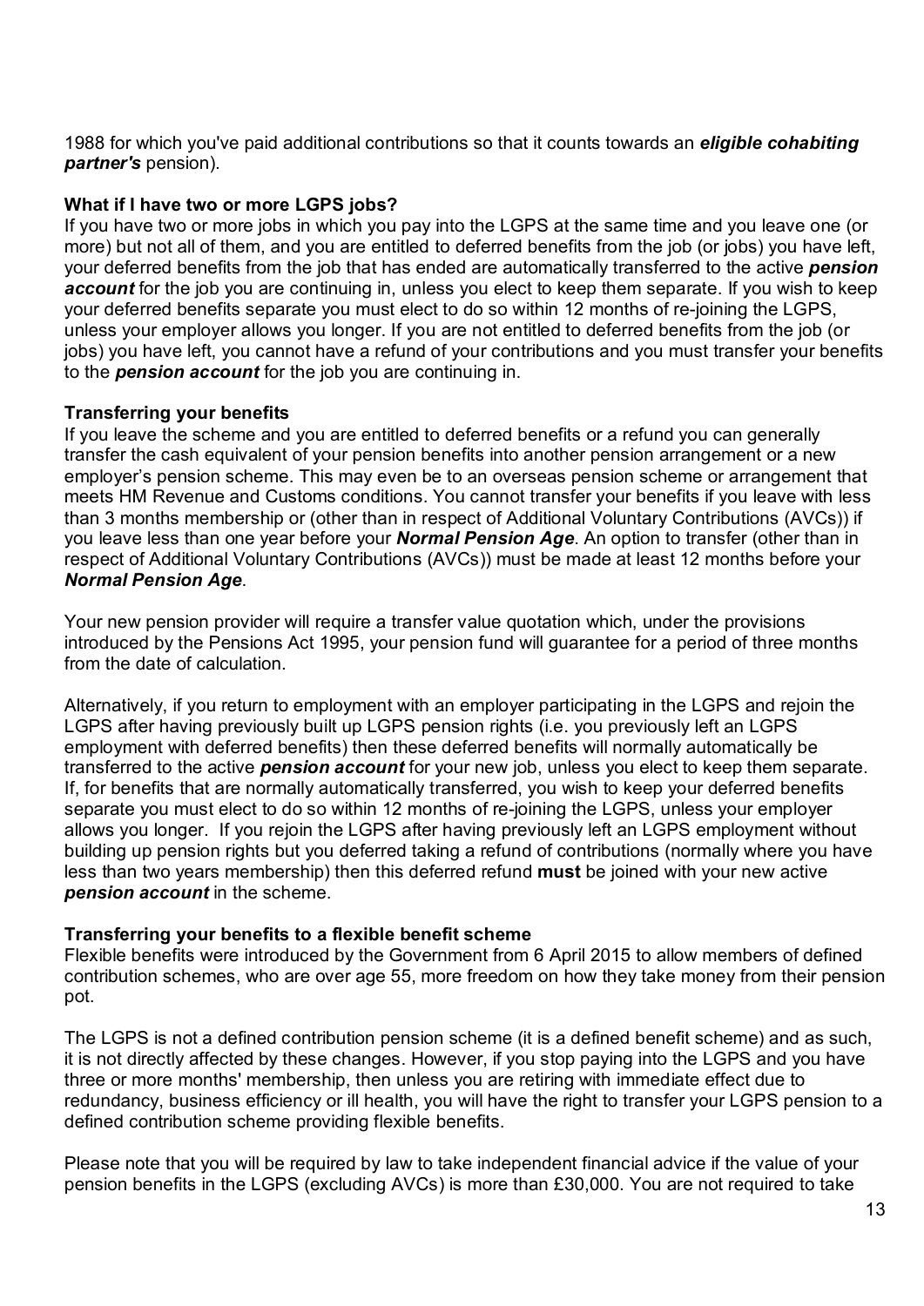1988 for which you've paid additional contributions so that it counts towards an ***eligible cohabiting partner's*** pension).

**What if I have two or more LGPS jobs?**

If you have two or more jobs in which you pay into the LGPS at the same time and you leave one (or more) but not all of them, and you are entitled to deferred benefits from the job (or jobs) you have left, your deferred benefits from the job that has ended are automatically transferred to the active ***pension account*** for the job you are continuing in, unless you elect to keep them separate. If you wish to keep your deferred benefits separate you must elect to do so within 12 months of re-joining the LGPS, unless your employer allows you longer. If you are not entitled to deferred benefits from the job (or jobs) you have left, you cannot have a refund of your contributions and you must transfer your benefits to the ***pension account*** for the job you are continuing in.

**Transferring your benefits**

If you leave the scheme and you are entitled to deferred benefits or a refund you can generally transfer the cash equivalent of your pension benefits into another pension arrangement or a new employer's pension scheme. This may even be to an overseas pension scheme or arrangement that meets HM Revenue and Customs conditions. You cannot transfer your benefits if you leave with less than 3 months membership or (other than in respect of Additional Voluntary Contributions (AVCs)) if you leave less than one year before your ***Normal Pension Age***. An option to transfer (other than in respect of Additional Voluntary Contributions (AVCs)) must be made at least 12 months before your ***Normal Pension Age***.

Your new pension provider will require a transfer value quotation which, under the provisions introduced by the Pensions Act 1995, your pension fund will guarantee for a period of three months from the date of calculation.

Alternatively, if you return to employment with an employer participating in the LGPS and rejoin the LGPS after having previously built up LGPS pension rights (i.e. you previously left an LGPS employment with deferred benefits) then these deferred benefits will normally automatically be transferred to the active ***pension account*** for your new job, unless you elect to keep them separate. If, for benefits that are normally automatically transferred, you wish to keep your deferred benefits separate you must elect to do so within 12 months of re-joining the LGPS, unless your employer allows you longer. If you rejoin the LGPS after having previously left an LGPS employment without building up pension rights but you deferred taking a refund of contributions (normally where you have less than two years membership) then this deferred refund **must** be joined with your new active ***pension account*** in the scheme.

**Transferring your benefits to a flexible benefit scheme**

Flexible benefits were introduced by the Government from 6 April 2015 to allow members of defined contribution schemes, who are over age 55, more freedom on how they take money from their pension pot.

The LGPS is not a defined contribution pension scheme (it is a defined benefit scheme) and as such, it is not directly affected by these changes. However, if you stop paying into the LGPS and you have three or more months' membership, then unless you are retiring with immediate effect due to redundancy, business efficiency or ill health, you will have the right to transfer your LGPS pension to a defined contribution scheme providing flexible benefits.

Please note that you will be required by law to take independent financial advice if the value of your pension benefits in the LGPS (excluding AVCs) is more than £30,000. You are not required to take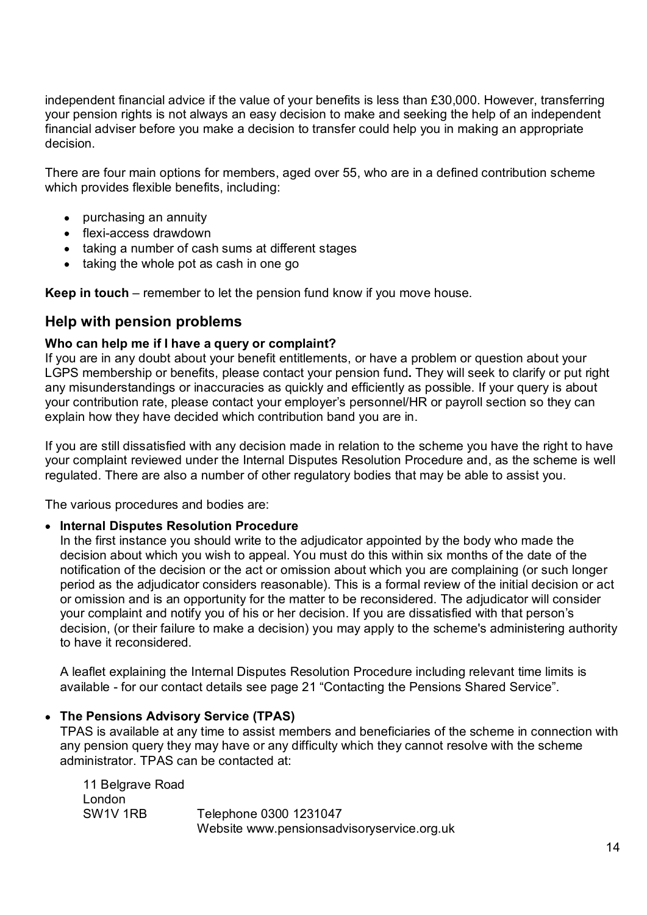independent financial advice if the value of your benefits is less than £30,000. However, transferring your pension rights is not always an easy decision to make and seeking the help of an independent financial adviser before you make a decision to transfer could help you in making an appropriate decision.

There are four main options for members, aged over 55, who are in a defined contribution scheme which provides flexible benefits, including:

- purchasing an annuity
- flexi-access drawdown
- taking a number of cash sums at different stages
- taking the whole pot as cash in one go

**Keep in touch** – remember to let the pension fund know if you move house.

## Help with pension problems

**Who can help me if I have a query or complaint?**
If you are in any doubt about your benefit entitlements, or have a problem or question about your LGPS membership or benefits, please contact your pension fund**.** They will seek to clarify or put right any misunderstandings or inaccuracies as quickly and efficiently as possible. If your query is about your contribution rate, please contact your employer's personnel/HR or payroll section so they can explain how they have decided which contribution band you are in.

If you are still dissatisfied with any decision made in relation to the scheme you have the right to have your complaint reviewed under the Internal Disputes Resolution Procedure and, as the scheme is well regulated. There are also a number of other regulatory bodies that may be able to assist you.

The various procedures and bodies are:

- **Internal Disputes Resolution Procedure**
  In the first instance you should write to the adjudicator appointed by the body who made the decision about which you wish to appeal. You must do this within six months of the date of the notification of the decision or the act or omission about which you are complaining (or such longer period as the adjudicator considers reasonable). This is a formal review of the initial decision or act or omission and is an opportunity for the matter to be reconsidered. The adjudicator will consider your complaint and notify you of his or her decision. If you are dissatisfied with that person's decision, (or their failure to make a decision) you may apply to the scheme's administering authority to have it reconsidered.

  A leaflet explaining the Internal Disputes Resolution Procedure including relevant time limits is available - for our contact details see page 21 "Contacting the Pensions Shared Service".

- **The Pensions Advisory Service (TPAS)**
  TPAS is available at any time to assist members and beneficiaries of the scheme in connection with any pension query they may have or any difficulty which they cannot resolve with the scheme administrator. TPAS can be contacted at:

  11 Belgrave Road
  London
  SW1V 1RB  Telephone 0300 1231047
  Website www.pensionsadvisoryservice.org.uk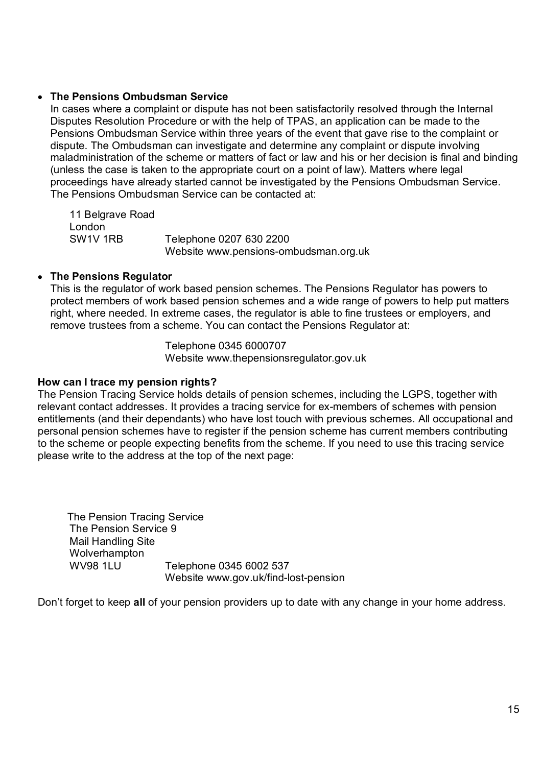- **The Pensions Ombudsman Service**
  In cases where a complaint or dispute has not been satisfactorily resolved through the Internal Disputes Resolution Procedure or with the help of TPAS, an application can be made to the Pensions Ombudsman Service within three years of the event that gave rise to the complaint or dispute. The Ombudsman can investigate and determine any complaint or dispute involving maladministration of the scheme or matters of fact or law and his or her decision is final and binding (unless the case is taken to the appropriate court on a point of law). Matters where legal proceedings have already started cannot be investigated by the Pensions Ombudsman Service. The Pensions Ombudsman Service can be contacted at:

  11 Belgrave Road
  London
  SW1V 1RB    Telephone 0207 630 2200
  Website www.pensions-ombudsman.org.uk

- **The Pensions Regulator**
  This is the regulator of work based pension schemes. The Pensions Regulator has powers to protect members of work based pension schemes and a wide range of powers to help put matters right, where needed. In extreme cases, the regulator is able to fine trustees or employers, and remove trustees from a scheme. You can contact the Pensions Regulator at:

  Telephone 0345 6000707
  Website www.thepensionsregulator.gov.uk

**How can I trace my pension rights?**

The Pension Tracing Service holds details of pension schemes, including the LGPS, together with relevant contact addresses. It provides a tracing service for ex-members of schemes with pension entitlements (and their dependants) who have lost touch with previous schemes. All occupational and personal pension schemes have to register if the pension scheme has current members contributing to the scheme or people expecting benefits from the scheme. If you need to use this tracing service please write to the address at the top of the next page:

The Pension Tracing Service
The Pension Service 9
Mail Handling Site
Wolverhampton
WV98 1LU    Telephone 0345 6002 537
Website www.gov.uk/find-lost-pension

Don't forget to keep **all** of your pension providers up to date with any change in your home address.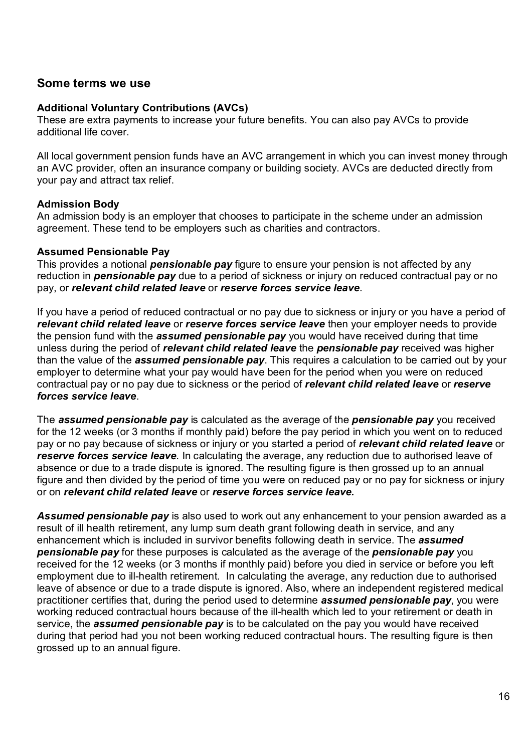## Some terms we use

### Additional Voluntary Contributions (AVCs)

These are extra payments to increase your future benefits. You can also pay AVCs to provide additional life cover.

All local government pension funds have an AVC arrangement in which you can invest money through an AVC provider, often an insurance company or building society. AVCs are deducted directly from your pay and attract tax relief.

### Admission Body

An admission body is an employer that chooses to participate in the scheme under an admission agreement. These tend to be employers such as charities and contractors.

### Assumed Pensionable Pay

This provides a notional ***pensionable pay*** figure to ensure your pension is not affected by any reduction in ***pensionable pay*** due to a period of sickness or injury on reduced contractual pay or no pay, or ***relevant child related leave*** or ***reserve forces service leave***.

If you have a period of reduced contractual or no pay due to sickness or injury or you have a period of ***relevant child related leave*** or ***reserve forces service leave*** then your employer needs to provide the pension fund with the ***assumed pensionable pay*** you would have received during that time unless during the period of ***relevant child related leave*** the ***pensionable pay*** received was higher than the value of the ***assumed pensionable pay***. This requires a calculation to be carried out by your employer to determine what your pay would have been for the period when you were on reduced contractual pay or no pay due to sickness or the period of ***relevant child related leave*** or ***reserve forces service leave***.

The ***assumed pensionable pay*** is calculated as the average of the ***pensionable pay*** you received for the 12 weeks (or 3 months if monthly paid) before the pay period in which you went on to reduced pay or no pay because of sickness or injury or you started a period of ***relevant child related leave*** or ***reserve forces service leave***. In calculating the average, any reduction due to authorised leave of absence or due to a trade dispute is ignored. The resulting figure is then grossed up to an annual figure and then divided by the period of time you were on reduced pay or no pay for sickness or injury or on ***relevant child related leave*** or ***reserve forces service leave.***

***Assumed pensionable pay*** is also used to work out any enhancement to your pension awarded as a result of ill health retirement, any lump sum death grant following death in service, and any enhancement which is included in survivor benefits following death in service. The ***assumed pensionable pay*** for these purposes is calculated as the average of the ***pensionable pay*** you received for the 12 weeks (or 3 months if monthly paid) before you died in service or before you left employment due to ill-health retirement. In calculating the average, any reduction due to authorised leave of absence or due to a trade dispute is ignored. Also, where an independent registered medical practitioner certifies that, during the period used to determine ***assumed pensionable pay***, you were working reduced contractual hours because of the ill-health which led to your retirement or death in service, the ***assumed pensionable pay*** is to be calculated on the pay you would have received during that period had you not been working reduced contractual hours. The resulting figure is then grossed up to an annual figure.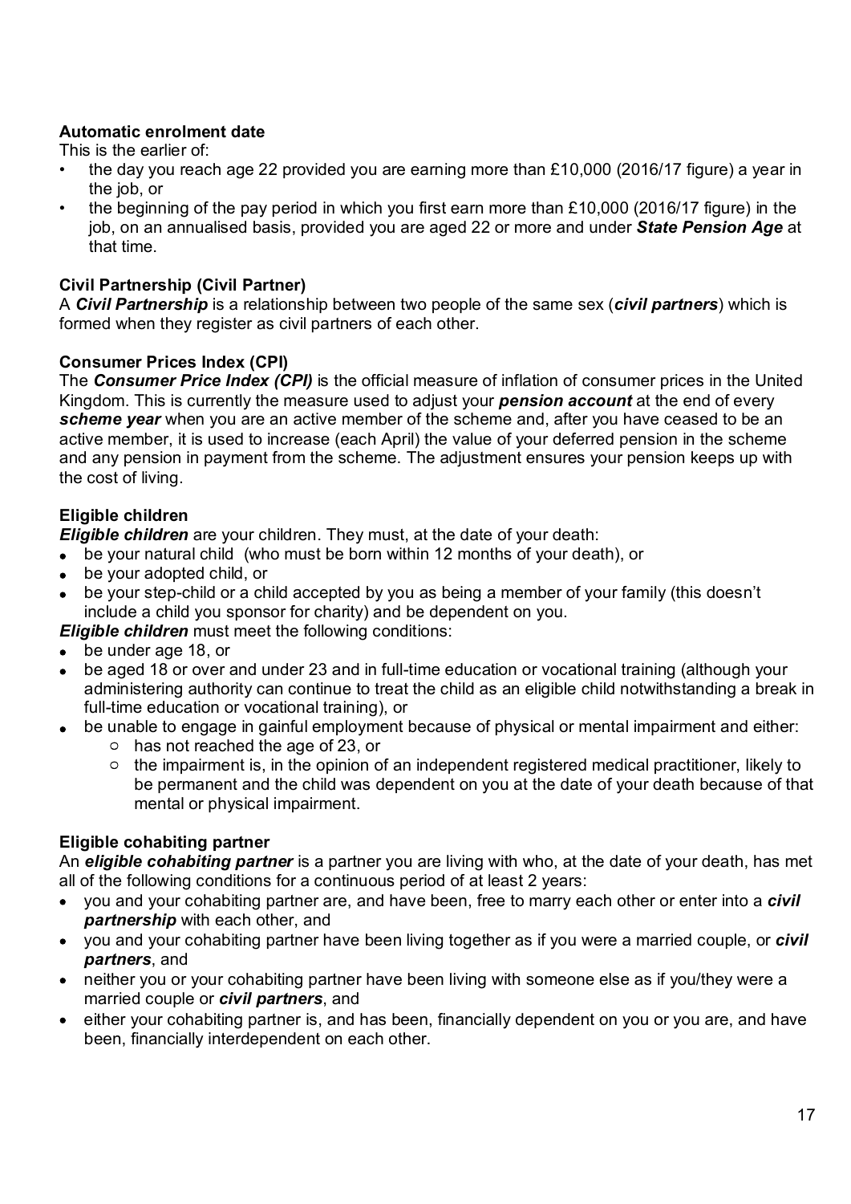**Automatic enrolment date**

This is the earlier of:

- the day you reach age 22 provided you are earning more than £10,000 (2016/17 figure) a year in the job, or
- the beginning of the pay period in which you first earn more than £10,000 (2016/17 figure) in the job, on an annualised basis, provided you are aged 22 or more and under ***State Pension Age*** at that time.

**Civil Partnership (Civil Partner)**

A ***Civil Partnership*** is a relationship between two people of the same sex (***civil partners***) which is formed when they register as civil partners of each other.

**Consumer Prices Index (CPI)**

The ***Consumer Price Index (CPI)*** is the official measure of inflation of consumer prices in the United Kingdom. This is currently the measure used to adjust your ***pension account*** at the end of every ***scheme year*** when you are an active member of the scheme and, after you have ceased to be an active member, it is used to increase (each April) the value of your deferred pension in the scheme and any pension in payment from the scheme. The adjustment ensures your pension keeps up with the cost of living.

**Eligible children**

***Eligible children*** are your children. They must, at the date of your death:

- be your natural child (who must be born within 12 months of your death), or
- be your adopted child, or
- be your step-child or a child accepted by you as being a member of your family (this doesn't include a child you sponsor for charity) and be dependent on you.

***Eligible children*** must meet the following conditions:

- be under age 18, or
- be aged 18 or over and under 23 and in full-time education or vocational training (although your administering authority can continue to treat the child as an eligible child notwithstanding a break in full-time education or vocational training), or
- be unable to engage in gainful employment because of physical or mental impairment and either:
  - has not reached the age of 23, or
  - the impairment is, in the opinion of an independent registered medical practitioner, likely to be permanent and the child was dependent on you at the date of your death because of that mental or physical impairment.

**Eligible cohabiting partner**

An ***eligible cohabiting partner*** is a partner you are living with who, at the date of your death, has met all of the following conditions for a continuous period of at least 2 years:

- you and your cohabiting partner are, and have been, free to marry each other or enter into a ***civil partnership*** with each other, and
- you and your cohabiting partner have been living together as if you were a married couple, or ***civil partners***, and
- neither you or your cohabiting partner have been living with someone else as if you/they were a married couple or ***civil partners***, and
- either your cohabiting partner is, and has been, financially dependent on you or you are, and have been, financially interdependent on each other.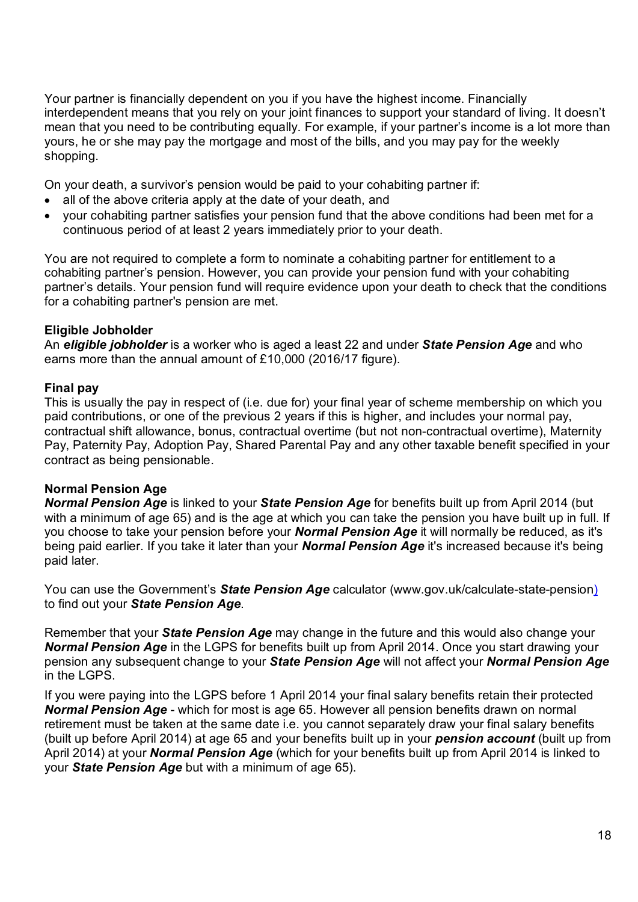Your partner is financially dependent on you if you have the highest income. Financially interdependent means that you rely on your joint finances to support your standard of living. It doesn't mean that you need to be contributing equally. For example, if your partner's income is a lot more than yours, he or she may pay the mortgage and most of the bills, and you may pay for the weekly shopping.

On your death, a survivor's pension would be paid to your cohabiting partner if:

- all of the above criteria apply at the date of your death, and
- your cohabiting partner satisfies your pension fund that the above conditions had been met for a continuous period of at least 2 years immediately prior to your death.

You are not required to complete a form to nominate a cohabiting partner for entitlement to a cohabiting partner's pension. However, you can provide your pension fund with your cohabiting partner's details. Your pension fund will require evidence upon your death to check that the conditions for a cohabiting partner's pension are met.

**Eligible Jobholder**

An ***eligible jobholder*** is a worker who is aged a least 22 and under ***State Pension Age*** and who earns more than the annual amount of £10,000 (2016/17 figure).

**Final pay**

This is usually the pay in respect of (i.e. due for) your final year of scheme membership on which you paid contributions, or one of the previous 2 years if this is higher, and includes your normal pay, contractual shift allowance, bonus, contractual overtime (but not non-contractual overtime), Maternity Pay, Paternity Pay, Adoption Pay, Shared Parental Pay and any other taxable benefit specified in your contract as being pensionable.

**Normal Pension Age**

***Normal Pension Age*** is linked to your ***State Pension Age*** for benefits built up from April 2014 (but with a minimum of age 65) and is the age at which you can take the pension you have built up in full. If you choose to take your pension before your ***Normal Pension Age*** it will normally be reduced, as it's being paid earlier. If you take it later than your ***Normal Pension Age*** it's increased because it's being paid later.

You can use the Government's ***State Pension Age*** calculator (www.gov.uk/calculate-state-pension) to find out your ***State Pension Age***.

Remember that your ***State Pension Age*** may change in the future and this would also change your ***Normal Pension Age*** in the LGPS for benefits built up from April 2014. Once you start drawing your pension any subsequent change to your ***State Pension Age*** will not affect your ***Normal Pension Age*** in the LGPS.

If you were paying into the LGPS before 1 April 2014 your final salary benefits retain their protected ***Normal Pension Age*** - which for most is age 65. However all pension benefits drawn on normal retirement must be taken at the same date i.e. you cannot separately draw your final salary benefits (built up before April 2014) at age 65 and your benefits built up in your ***pension account*** (built up from April 2014) at your ***Normal Pension Age*** (which for your benefits built up from April 2014 is linked to your ***State Pension Age*** but with a minimum of age 65).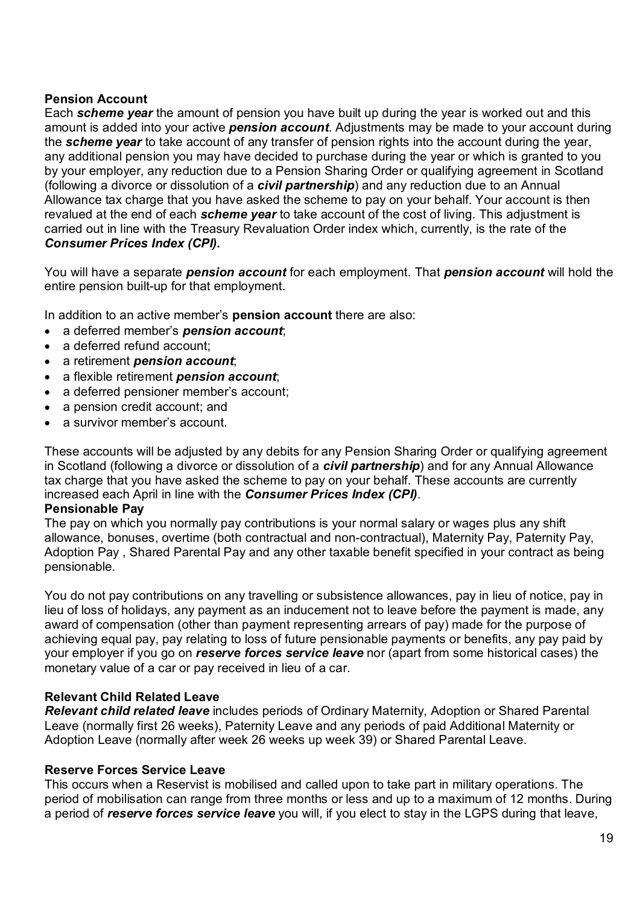**Pension Account**
Each ***scheme year*** the amount of pension you have built up during the year is worked out and this amount is added into your active ***pension account***. Adjustments may be made to your account during the ***scheme year*** to take account of any transfer of pension rights into the account during the year, any additional pension you may have decided to purchase during the year or which is granted to you by your employer, any reduction due to a Pension Sharing Order or qualifying agreement in Scotland (following a divorce or dissolution of a ***civil partnership***) and any reduction due to an Annual Allowance tax charge that you have asked the scheme to pay on your behalf. Your account is then revalued at the end of each ***scheme year*** to take account of the cost of living. This adjustment is carried out in line with the Treasury Revaluation Order index which, currently, is the rate of the ***Consumer Prices Index (CPI).***

You will have a separate ***pension account*** for each employment. That ***pension account*** will hold the entire pension built-up for that employment.

In addition to an active member's **pension account** there are also:

- a deferred member's ***pension account***;
- a deferred refund account;
- a retirement ***pension account***;
- a flexible retirement ***pension account***;
- a deferred pensioner member's account;
- a pension credit account; and
- a survivor member's account.

These accounts will be adjusted by any debits for any Pension Sharing Order or qualifying agreement in Scotland (following a divorce or dissolution of a ***civil partnership***) and for any Annual Allowance tax charge that you have asked the scheme to pay on your behalf. These accounts are currently increased each April in line with the ***Consumer Prices Index (CPI)***.

**Pensionable Pay**
The pay on which you normally pay contributions is your normal salary or wages plus any shift allowance, bonuses, overtime (both contractual and non-contractual), Maternity Pay, Paternity Pay, Adoption Pay , Shared Parental Pay and any other taxable benefit specified in your contract as being pensionable.

You do not pay contributions on any travelling or subsistence allowances, pay in lieu of notice, pay in lieu of loss of holidays, any payment as an inducement not to leave before the payment is made, any award of compensation (other than payment representing arrears of pay) made for the purpose of achieving equal pay, pay relating to loss of future pensionable payments or benefits, any pay paid by your employer if you go on ***reserve forces service leave*** nor (apart from some historical cases) the monetary value of a car or pay received in lieu of a car.

**Relevant Child Related Leave**
***Relevant child related leave*** includes periods of Ordinary Maternity, Adoption or Shared Parental Leave (normally first 26 weeks), Paternity Leave and any periods of paid Additional Maternity or Adoption Leave (normally after week 26 weeks up week 39) or Shared Parental Leave.

**Reserve Forces Service Leave**
This occurs when a Reservist is mobilised and called upon to take part in military operations. The period of mobilisation can range from three months or less and up to a maximum of 12 months. During a period of ***reserve forces service leave*** you will, if you elect to stay in the LGPS during that leave,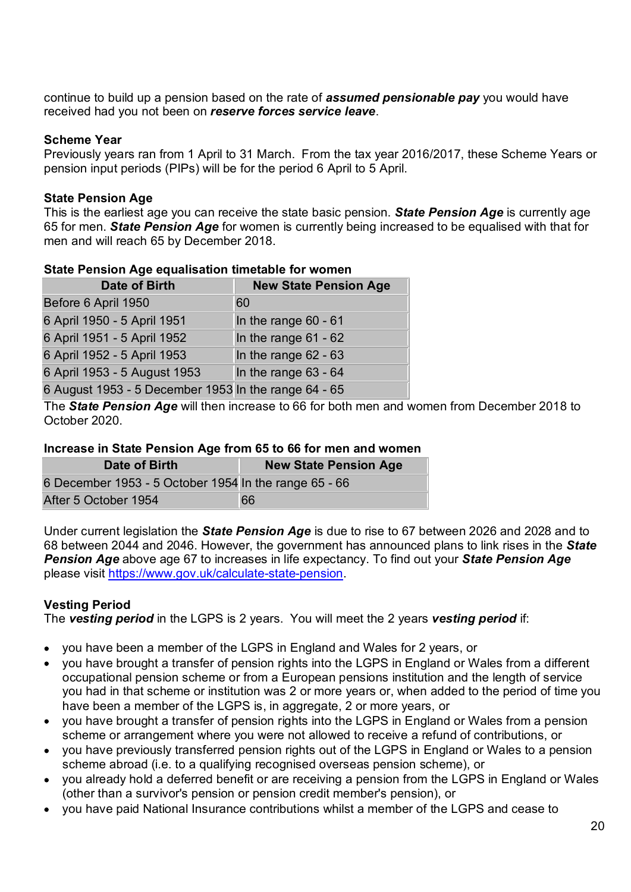continue to build up a pension based on the rate of ***assumed pensionable pay*** you would have received had you not been on ***reserve forces service leave***.

**Scheme Year**
Previously years ran from 1 April to 31 March. From the tax year 2016/2017, these Scheme Years or pension input periods (PIPs) will be for the period 6 April to 5 April.

**State Pension Age**
This is the earliest age you can receive the state basic pension. ***State Pension Age*** is currently age 65 for men. ***State Pension Age*** for women is currently being increased to be equalised with that for men and will reach 65 by December 2018.

**State Pension Age equalisation timetable for women**

| Date of Birth | New State Pension Age |
|---|---|
| Before 6 April 1950 | 60 |
| 6 April 1950 - 5 April 1951 | In the range 60 - 61 |
| 6 April 1951 - 5 April 1952 | In the range 61 - 62 |
| 6 April 1952 - 5 April 1953 | In the range 62 - 63 |
| 6 April 1953 - 5 August 1953 | In the range 63 - 64 |
| 6 August 1953 - 5 December 1953 | In the range 64 - 65 |

The ***State Pension Age*** will then increase to 66 for both men and women from December 2018 to October 2020.

**Increase in State Pension Age from 65 to 66 for men and women**

| Date of Birth | New State Pension Age |
|---|---|
| 6 December 1953 - 5 October 1954 | In the range 65 - 66 |
| After 5 October 1954 | 66 |

Under current legislation the ***State Pension Age*** is due to rise to 67 between 2026 and 2028 and to 68 between 2044 and 2046. However, the government has announced plans to link rises in the ***State Pension Age*** above age 67 to increases in life expectancy. To find out your ***State Pension Age*** please visit https://www.gov.uk/calculate-state-pension.

**Vesting Period**
The ***vesting period*** in the LGPS is 2 years. You will meet the 2 years ***vesting period*** if:

- you have been a member of the LGPS in England and Wales for 2 years, or
- you have brought a transfer of pension rights into the LGPS in England or Wales from a different occupational pension scheme or from a European pensions institution and the length of service you had in that scheme or institution was 2 or more years or, when added to the period of time you have been a member of the LGPS is, in aggregate, 2 or more years, or
- you have brought a transfer of pension rights into the LGPS in England or Wales from a pension scheme or arrangement where you were not allowed to receive a refund of contributions, or
- you have previously transferred pension rights out of the LGPS in England or Wales to a pension scheme abroad (i.e. to a qualifying recognised overseas pension scheme), or
- you already hold a deferred benefit or are receiving a pension from the LGPS in England or Wales (other than a survivor's pension or pension credit member's pension), or
- you have paid National Insurance contributions whilst a member of the LGPS and cease to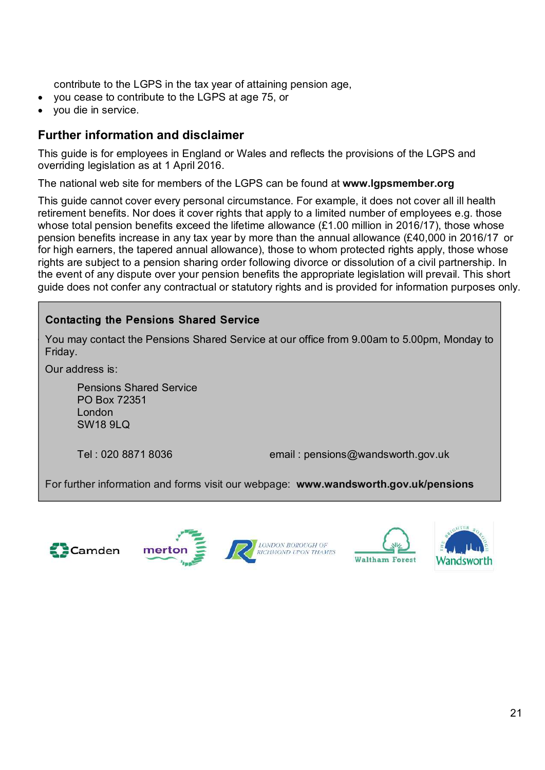contribute to the LGPS in the tax year of attaining pension age,

- you cease to contribute to the LGPS at age 75, or
- you die in service.

## Further information and disclaimer

This guide is for employees in England or Wales and reflects the provisions of the LGPS and overriding legislation as at 1 April 2016.

The national web site for members of the LGPS can be found at **www.lgpsmember.org**

This guide cannot cover every personal circumstance. For example, it does not cover all ill health retirement benefits. Nor does it cover rights that apply to a limited number of employees e.g. those whose total pension benefits exceed the lifetime allowance (£1.00 million in 2016/17), those whose pension benefits increase in any tax year by more than the annual allowance (£40,000 in 2016/17 or for high earners, the tapered annual allowance), those to whom protected rights apply, those whose rights are subject to a pension sharing order following divorce or dissolution of a civil partnership. In the event of any dispute over your pension benefits the appropriate legislation will prevail. This short guide does not confer any contractual or statutory rights and is provided for information purposes only.

### Contacting the Pensions Shared Service

You may contact the Pensions Shared Service at our office from 9.00am to 5.00pm, Monday to Friday.

Our address is:

Pensions Shared Service
PO Box 72351
London
SW18 9LQ

Tel : 020 8871 8036 email : pensions@wandsworth.gov.uk

For further information and forms visit our webpage: **www.wandsworth.gov.uk/pensions**

Camden merton LONDON BOROUGH OF RICHMOND UPON THAMES Waltham Forest THE BRIGHTER BOROUGH Wandsworth